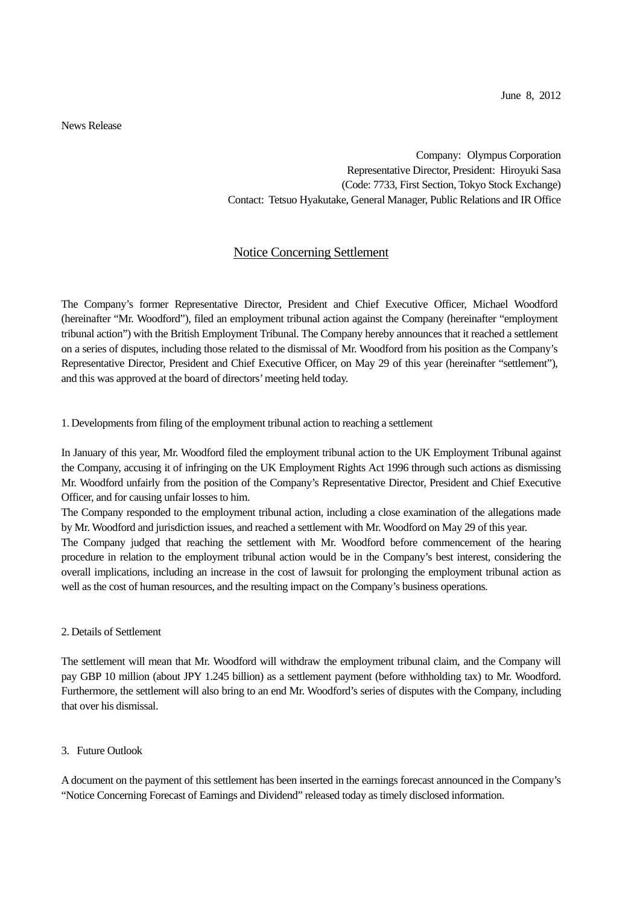June 8, 2012

News Release

Company: Olympus Corporation
Representative Director, President: Hiroyuki Sasa
(Code: 7733, First Section, Tokyo Stock Exchange)
Contact: Tetsuo Hyakutake, General Manager, Public Relations and IR Office

# Notice Concerning Settlement

The Company's former Representative Director, President and Chief Executive Officer, Michael Woodford (hereinafter "Mr. Woodford"), filed an employment tribunal action against the Company (hereinafter "employment tribunal action") with the British Employment Tribunal. The Company hereby announces that it reached a settlement on a series of disputes, including those related to the dismissal of Mr. Woodford from his position as the Company's Representative Director, President and Chief Executive Officer, on May 29 of this year (hereinafter "settlement"), and this was approved at the board of directors' meeting held today.

## 1. Developments from filing of the employment tribunal action to reaching a settlement

In January of this year, Mr. Woodford filed the employment tribunal action to the UK Employment Tribunal against the Company, accusing it of infringing on the UK Employment Rights Act 1996 through such actions as dismissing Mr. Woodford unfairly from the position of the Company's Representative Director, President and Chief Executive Officer, and for causing unfair losses to him.
The Company responded to the employment tribunal action, including a close examination of the allegations made by Mr. Woodford and jurisdiction issues, and reached a settlement with Mr. Woodford on May 29 of this year.
The Company judged that reaching the settlement with Mr. Woodford before commencement of the hearing procedure in relation to the employment tribunal action would be in the Company's best interest, considering the overall implications, including an increase in the cost of lawsuit for prolonging the employment tribunal action as well as the cost of human resources, and the resulting impact on the Company's business operations.

## 2. Details of Settlement

The settlement will mean that Mr. Woodford will withdraw the employment tribunal claim, and the Company will pay GBP 10 million (about JPY 1.245 billion) as a settlement payment (before withholding tax) to Mr. Woodford. Furthermore, the settlement will also bring to an end Mr. Woodford's series of disputes with the Company, including that over his dismissal.

## 3. Future Outlook

A document on the payment of this settlement has been inserted in the earnings forecast announced in the Company's "Notice Concerning Forecast of Earnings and Dividend" released today as timely disclosed information.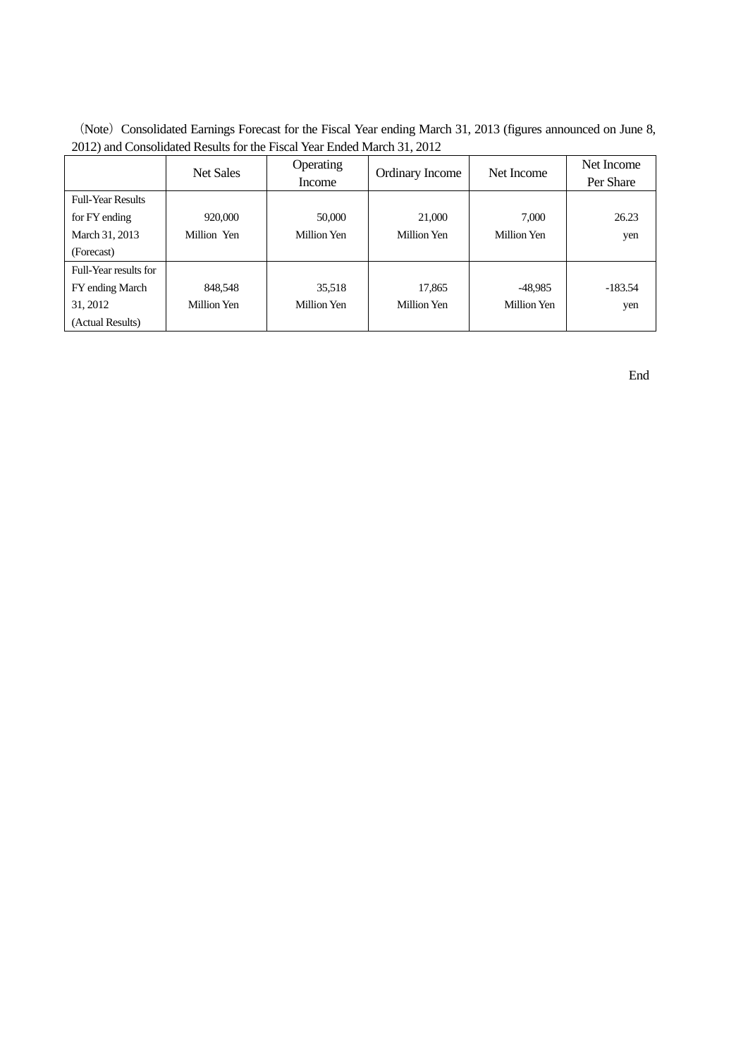（Note）Consolidated Earnings Forecast for the Fiscal Year ending March 31, 2013 (figures announced on June 8, 2012) and Consolidated Results for the Fiscal Year Ended March 31, 2012

| | Net Sales | Operating Income | Ordinary Income | Net Income | Net Income Per Share |
|---|---|---|---|---|---|
| Full-Year Results for FY ending March 31, 2013 (Forecast) | 920,000 Million Yen | 50,000 Million Yen | 21,000 Million Yen | 7,000 Million Yen | 26.23 yen |
| Full-Year results for FY ending March 31, 2012 (Actual Results) | 848,548 Million Yen | 35,518 Million Yen | 17,865 Million Yen | -48,985 Million Yen | -183.54 yen |

End